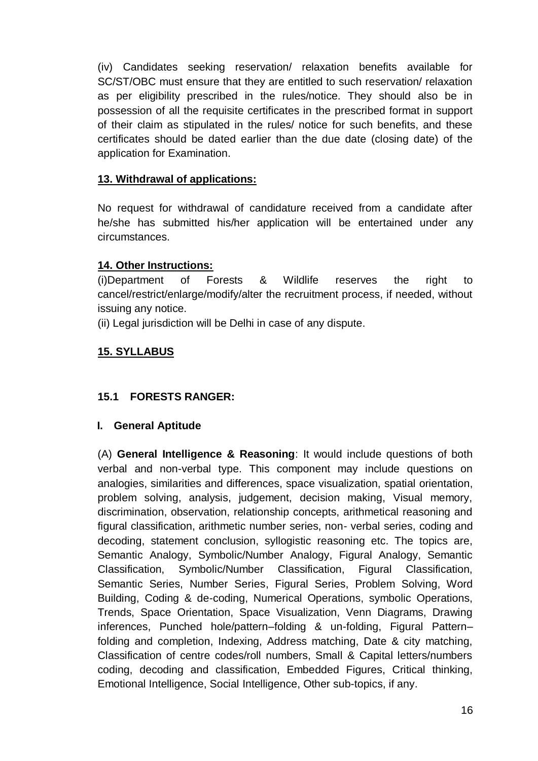(iv) Candidates seeking reservation/ relaxation benefits available for SC/ST/OBC must ensure that they are entitled to such reservation/ relaxation as per eligibility prescribed in the rules/notice. They should also be in possession of all the requisite certificates in the prescribed format in support of their claim as stipulated in the rules/ notice for such benefits, and these certificates should be dated earlier than the due date (closing date) of the application for Examination.

## 13. Withdrawal of applications:

No request for withdrawal of candidature received from a candidate after he/she has submitted his/her application will be entertained under any circumstances.

## 14. Other Instructions:

(i)Department of Forests & Wildlife reserves the right to cancel/restrict/enlarge/modify/alter the recruitment process, if needed, without issuing any notice.

(ii) Legal jurisdiction will be Delhi in case of any dispute.

## 15. SYLLABUS

### 15.1 FORESTS RANGER:

#### I. General Aptitude

(A) **General Intelligence & Reasoning**: It would include questions of both verbal and non-verbal type. This component may include questions on analogies, similarities and differences, space visualization, spatial orientation, problem solving, analysis, judgement, decision making, Visual memory, discrimination, observation, relationship concepts, arithmetical reasoning and figural classification, arithmetic number series, non- verbal series, coding and decoding, statement conclusion, syllogistic reasoning etc. The topics are, Semantic Analogy, Symbolic/Number Analogy, Figural Analogy, Semantic Classification, Symbolic/Number Classification, Figural Classification, Semantic Series, Number Series, Figural Series, Problem Solving, Word Building, Coding & de-coding, Numerical Operations, symbolic Operations, Trends, Space Orientation, Space Visualization, Venn Diagrams, Drawing inferences, Punched hole/pattern–folding & un-folding, Figural Pattern–folding and completion, Indexing, Address matching, Date & city matching, Classification of centre codes/roll numbers, Small & Capital letters/numbers coding, decoding and classification, Embedded Figures, Critical thinking, Emotional Intelligence, Social Intelligence, Other sub-topics, if any.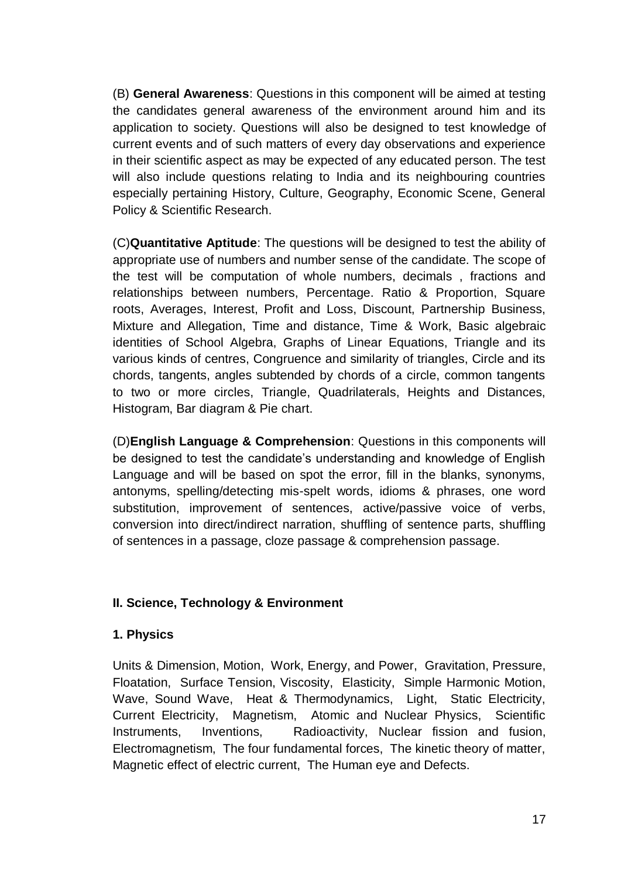(B) **General Awareness**: Questions in this component will be aimed at testing the candidates general awareness of the environment around him and its application to society. Questions will also be designed to test knowledge of current events and of such matters of every day observations and experience in their scientific aspect as may be expected of any educated person. The test will also include questions relating to India and its neighbouring countries especially pertaining History, Culture, Geography, Economic Scene, General Policy & Scientific Research.

(C)**Quantitative Aptitude**: The questions will be designed to test the ability of appropriate use of numbers and number sense of the candidate. The scope of the test will be computation of whole numbers, decimals , fractions and relationships between numbers, Percentage. Ratio & Proportion, Square roots, Averages, Interest, Profit and Loss, Discount, Partnership Business, Mixture and Allegation, Time and distance, Time & Work, Basic algebraic identities of School Algebra, Graphs of Linear Equations, Triangle and its various kinds of centres, Congruence and similarity of triangles, Circle and its chords, tangents, angles subtended by chords of a circle, common tangents to two or more circles, Triangle, Quadrilaterals, Heights and Distances, Histogram, Bar diagram & Pie chart.

(D)**English Language & Comprehension**: Questions in this components will be designed to test the candidate's understanding and knowledge of English Language and will be based on spot the error, fill in the blanks, synonyms, antonyms, spelling/detecting mis-spelt words, idioms & phrases, one word substitution, improvement of sentences, active/passive voice of verbs, conversion into direct/indirect narration, shuffling of sentence parts, shuffling of sentences in a passage, cloze passage & comprehension passage.

## II. Science, Technology & Environment

### 1. Physics

Units & Dimension, Motion, Work, Energy, and Power, Gravitation, Pressure, Floatation, Surface Tension, Viscosity, Elasticity, Simple Harmonic Motion, Wave, Sound Wave, Heat & Thermodynamics, Light, Static Electricity, Current Electricity, Magnetism, Atomic and Nuclear Physics, Scientific Instruments, Inventions, Radioactivity, Nuclear fission and fusion, Electromagnetism, The four fundamental forces, The kinetic theory of matter, Magnetic effect of electric current, The Human eye and Defects.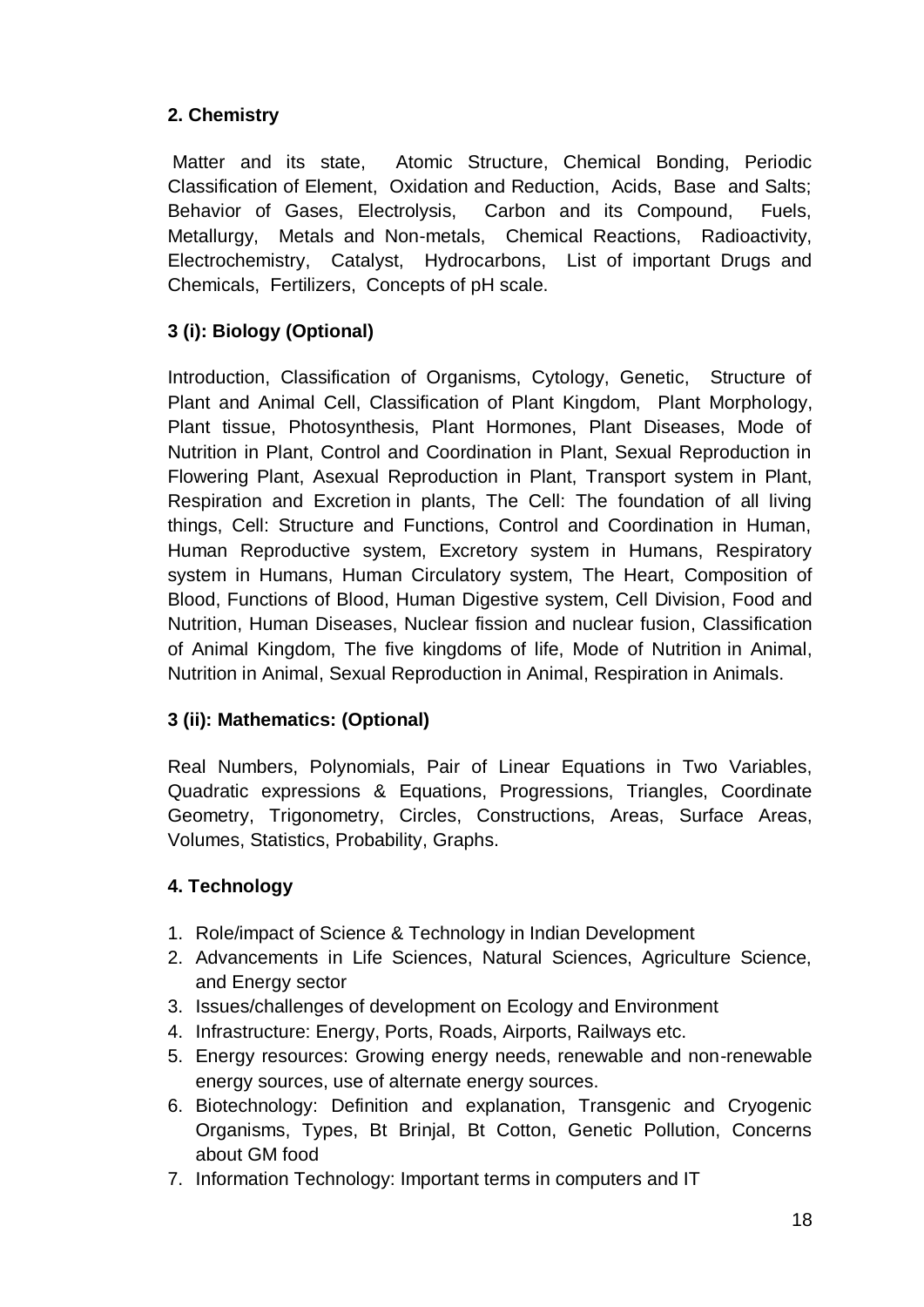**2. Chemistry**

Matter and its state, Atomic Structure, Chemical Bonding, Periodic Classification of Element, Oxidation and Reduction, Acids, Base and Salts; Behavior of Gases, Electrolysis, Carbon and its Compound, Fuels, Metallurgy, Metals and Non-metals, Chemical Reactions, Radioactivity, Electrochemistry, Catalyst, Hydrocarbons, List of important Drugs and Chemicals, Fertilizers, Concepts of pH scale.

**3 (i): Biology (Optional)**

Introduction, Classification of Organisms, Cytology, Genetic, Structure of Plant and Animal Cell, Classification of Plant Kingdom, Plant Morphology, Plant tissue, Photosynthesis, Plant Hormones, Plant Diseases, Mode of Nutrition in Plant, Control and Coordination in Plant, Sexual Reproduction in Flowering Plant, Asexual Reproduction in Plant, Transport system in Plant, Respiration and Excretion in plants, The Cell: The foundation of all living things, Cell: Structure and Functions, Control and Coordination in Human, Human Reproductive system, Excretory system in Humans, Respiratory system in Humans, Human Circulatory system, The Heart, Composition of Blood, Functions of Blood, Human Digestive system, Cell Division, Food and Nutrition, Human Diseases, Nuclear fission and nuclear fusion, Classification of Animal Kingdom, The five kingdoms of life, Mode of Nutrition in Animal, Nutrition in Animal, Sexual Reproduction in Animal, Respiration in Animals.

**3 (ii): Mathematics: (Optional)**

Real Numbers, Polynomials, Pair of Linear Equations in Two Variables, Quadratic expressions & Equations, Progressions, Triangles, Coordinate Geometry, Trigonometry, Circles, Constructions, Areas, Surface Areas, Volumes, Statistics, Probability, Graphs.

**4. Technology**

1. Role/impact of Science & Technology in Indian Development
2. Advancements in Life Sciences, Natural Sciences, Agriculture Science, and Energy sector
3. Issues/challenges of development on Ecology and Environment
4. Infrastructure: Energy, Ports, Roads, Airports, Railways etc.
5. Energy resources: Growing energy needs, renewable and non-renewable energy sources, use of alternate energy sources.
6. Biotechnology: Definition and explanation, Transgenic and Cryogenic Organisms, Types, Bt Brinjal, Bt Cotton, Genetic Pollution, Concerns about GM food
7. Information Technology: Important terms in computers and IT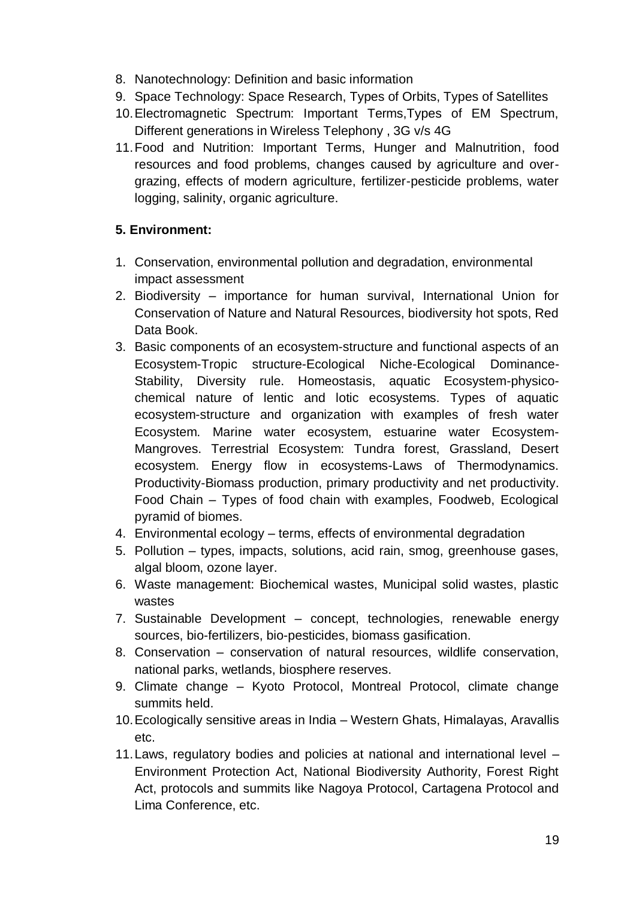8. Nanotechnology: Definition and basic information
9. Space Technology: Space Research, Types of Orbits, Types of Satellites
10. Electromagnetic Spectrum: Important Terms,Types of EM Spectrum, Different generations in Wireless Telephony , 3G v/s 4G
11. Food and Nutrition: Important Terms, Hunger and Malnutrition, food resources and food problems, changes caused by agriculture and over-grazing, effects of modern agriculture, fertilizer-pesticide problems, water logging, salinity, organic agriculture.

**5. Environment:**

1. Conservation, environmental pollution and degradation, environmental impact assessment
2. Biodiversity – importance for human survival, International Union for Conservation of Nature and Natural Resources, biodiversity hot spots, Red Data Book.
3. Basic components of an ecosystem-structure and functional aspects of an Ecosystem-Tropic structure-Ecological Niche-Ecological Dominance-Stability, Diversity rule. Homeostasis, aquatic Ecosystem-physico-chemical nature of lentic and lotic ecosystems. Types of aquatic ecosystem-structure and organization with examples of fresh water Ecosystem. Marine water ecosystem, estuarine water Ecosystem-Mangroves. Terrestrial Ecosystem: Tundra forest, Grassland, Desert ecosystem. Energy flow in ecosystems-Laws of Thermodynamics. Productivity-Biomass production, primary productivity and net productivity. Food Chain – Types of food chain with examples, Foodweb, Ecological pyramid of biomes.
4. Environmental ecology – terms, effects of environmental degradation
5. Pollution – types, impacts, solutions, acid rain, smog, greenhouse gases, algal bloom, ozone layer.
6. Waste management: Biochemical wastes, Municipal solid wastes, plastic wastes
7. Sustainable Development – concept, technologies, renewable energy sources, bio-fertilizers, bio-pesticides, biomass gasification.
8. Conservation – conservation of natural resources, wildlife conservation, national parks, wetlands, biosphere reserves.
9. Climate change – Kyoto Protocol, Montreal Protocol, climate change summits held.
10. Ecologically sensitive areas in India – Western Ghats, Himalayas, Aravallis etc.
11. Laws, regulatory bodies and policies at national and international level – Environment Protection Act, National Biodiversity Authority, Forest Right Act, protocols and summits like Nagoya Protocol, Cartagena Protocol and Lima Conference, etc.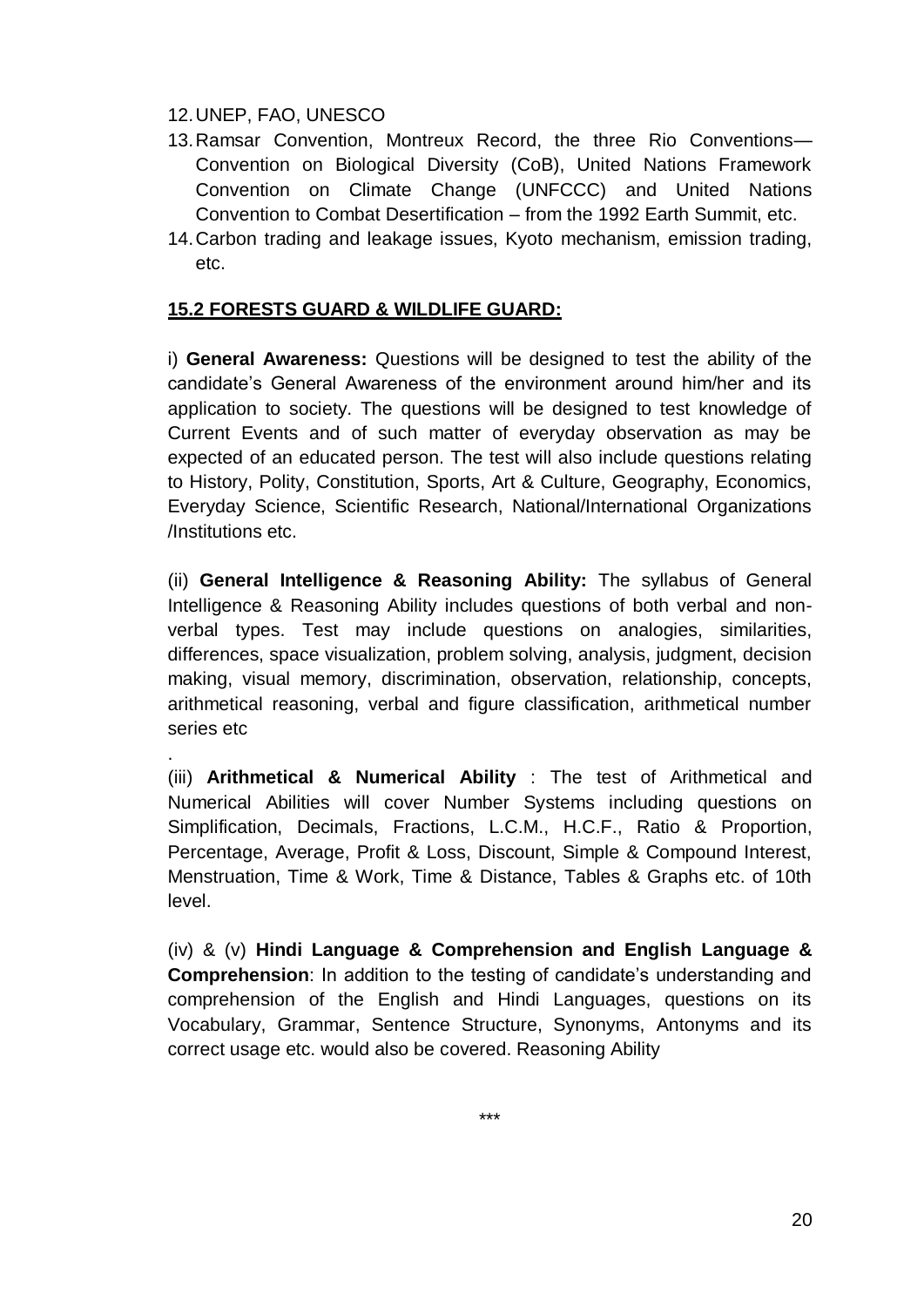12. UNEP, FAO, UNESCO
13. Ramsar Convention, Montreux Record, the three Rio Conventions—Convention on Biological Diversity (CoB), United Nations Framework Convention on Climate Change (UNFCCC) and United Nations Convention to Combat Desertification – from the 1992 Earth Summit, etc.
14. Carbon trading and leakage issues, Kyoto mechanism, emission trading, etc.

**15.2 FORESTS GUARD & WILDLIFE GUARD:**

i) **General Awareness:** Questions will be designed to test the ability of the candidate's General Awareness of the environment around him/her and its application to society. The questions will be designed to test knowledge of Current Events and of such matter of everyday observation as may be expected of an educated person. The test will also include questions relating to History, Polity, Constitution, Sports, Art & Culture, Geography, Economics, Everyday Science, Scientific Research, National/International Organizations /Institutions etc.

(ii) **General Intelligence & Reasoning Ability:** The syllabus of General Intelligence & Reasoning Ability includes questions of both verbal and non-verbal types. Test may include questions on analogies, similarities, differences, space visualization, problem solving, analysis, judgment, decision making, visual memory, discrimination, observation, relationship, concepts, arithmetical reasoning, verbal and figure classification, arithmetical number series etc

.

(iii) **Arithmetical & Numerical Ability** : The test of Arithmetical and Numerical Abilities will cover Number Systems including questions on Simplification, Decimals, Fractions, L.C.M., H.C.F., Ratio & Proportion, Percentage, Average, Profit & Loss, Discount, Simple & Compound Interest, Menstruation, Time & Work, Time & Distance, Tables & Graphs etc. of 10th level.

(iv) & (v) **Hindi Language & Comprehension and English Language & Comprehension**: In addition to the testing of candidate's understanding and comprehension of the English and Hindi Languages, questions on its Vocabulary, Grammar, Sentence Structure, Synonyms, Antonyms and its correct usage etc. would also be covered. Reasoning Ability

\*\*\*